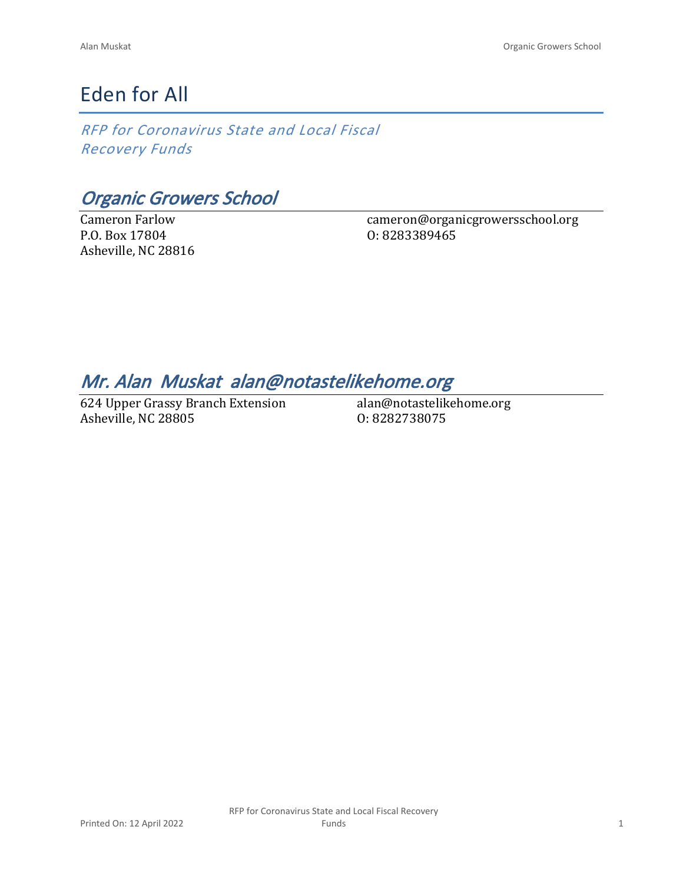# Eden for All

*RFP for Coronavirus State and Local Fiscal Recovery Funds*

## *Organic Growers School*

Cameron Farlow
P.O. Box 17804
Asheville, NC 28816

cameron@organicgrowersschool.org
O: 8283389465

## *Mr. Alan Muskat alan@notastelikehome.org*

624 Upper Grassy Branch Extension
Asheville, NC 28805

alan@notastelikehome.org
O: 8282738075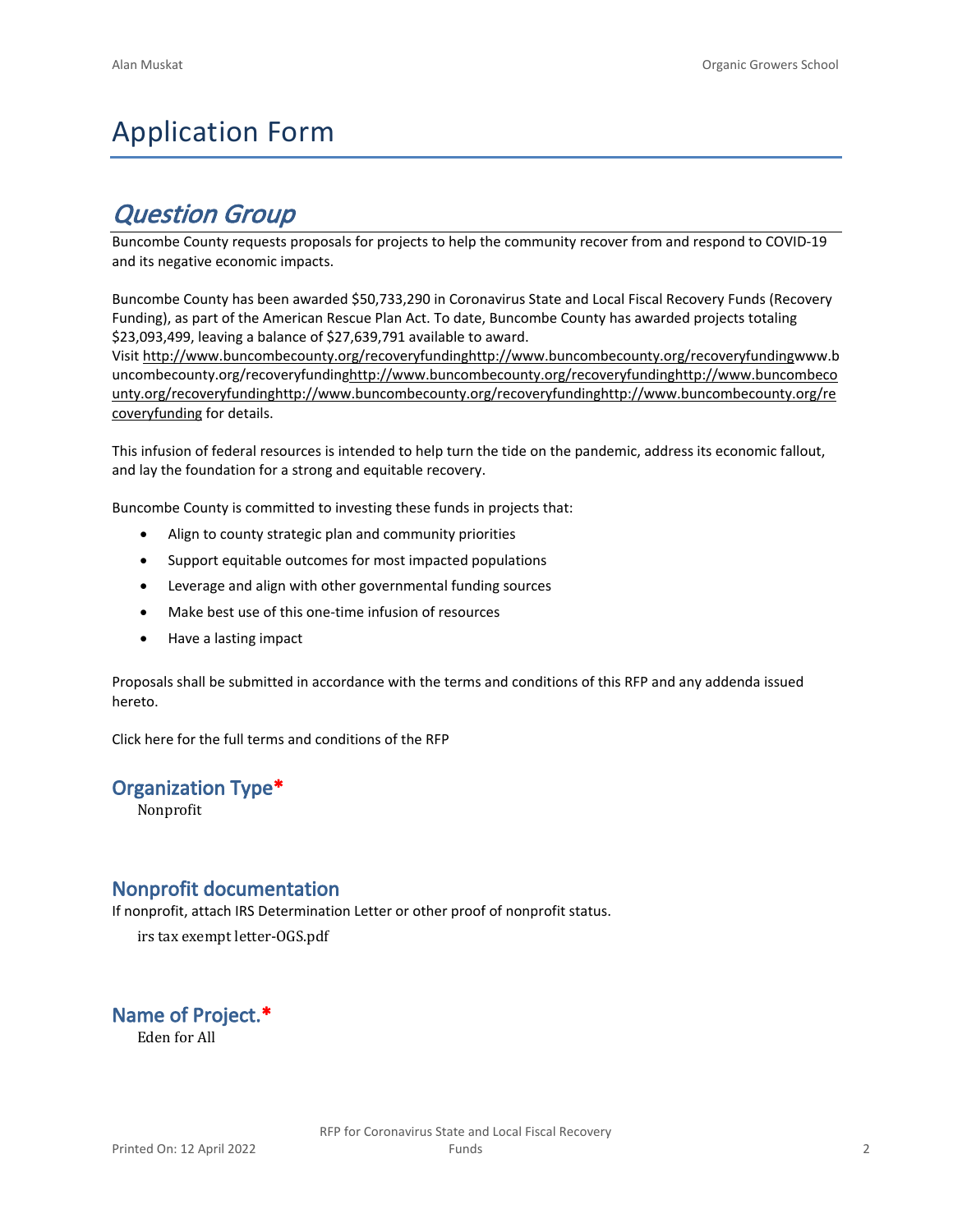# Application Form

## *Question Group*

Buncombe County requests proposals for projects to help the community recover from and respond to COVID-19 and its negative economic impacts.

Buncombe County has been awarded $50,733,290 in Coronavirus State and Local Fiscal Recovery Funds (Recovery Funding), as part of the American Rescue Plan Act. To date, Buncombe County has awarded projects totaling $23,093,499, leaving a balance of $27,639,791 available to award.
Visit http://www.buncombecounty.org/recoveryfundinghttp://www.buncombecounty.org/recoveryfundingwww.buncombecounty.org/recoveryfundinghttp://www.buncombecounty.org/recoveryfundinghttp://www.buncombecounty.org/recoveryfundinghttp://www.buncombecounty.org/recoveryfundinghttp://www.buncombecounty.org/recoveryfunding for details.

This infusion of federal resources is intended to help turn the tide on the pandemic, address its economic fallout, and lay the foundation for a strong and equitable recovery.

Buncombe County is committed to investing these funds in projects that:

- Align to county strategic plan and community priorities
- Support equitable outcomes for most impacted populations
- Leverage and align with other governmental funding sources
- Make best use of this one-time infusion of resources
- Have a lasting impact

Proposals shall be submitted in accordance with the terms and conditions of this RFP and any addenda issued hereto.

Click here for the full terms and conditions of the RFP

### Organization Type*

Nonprofit

### Nonprofit documentation

If nonprofit, attach IRS Determination Letter or other proof of nonprofit status.

irs tax exempt letter-OGS.pdf

### Name of Project.*

Eden for All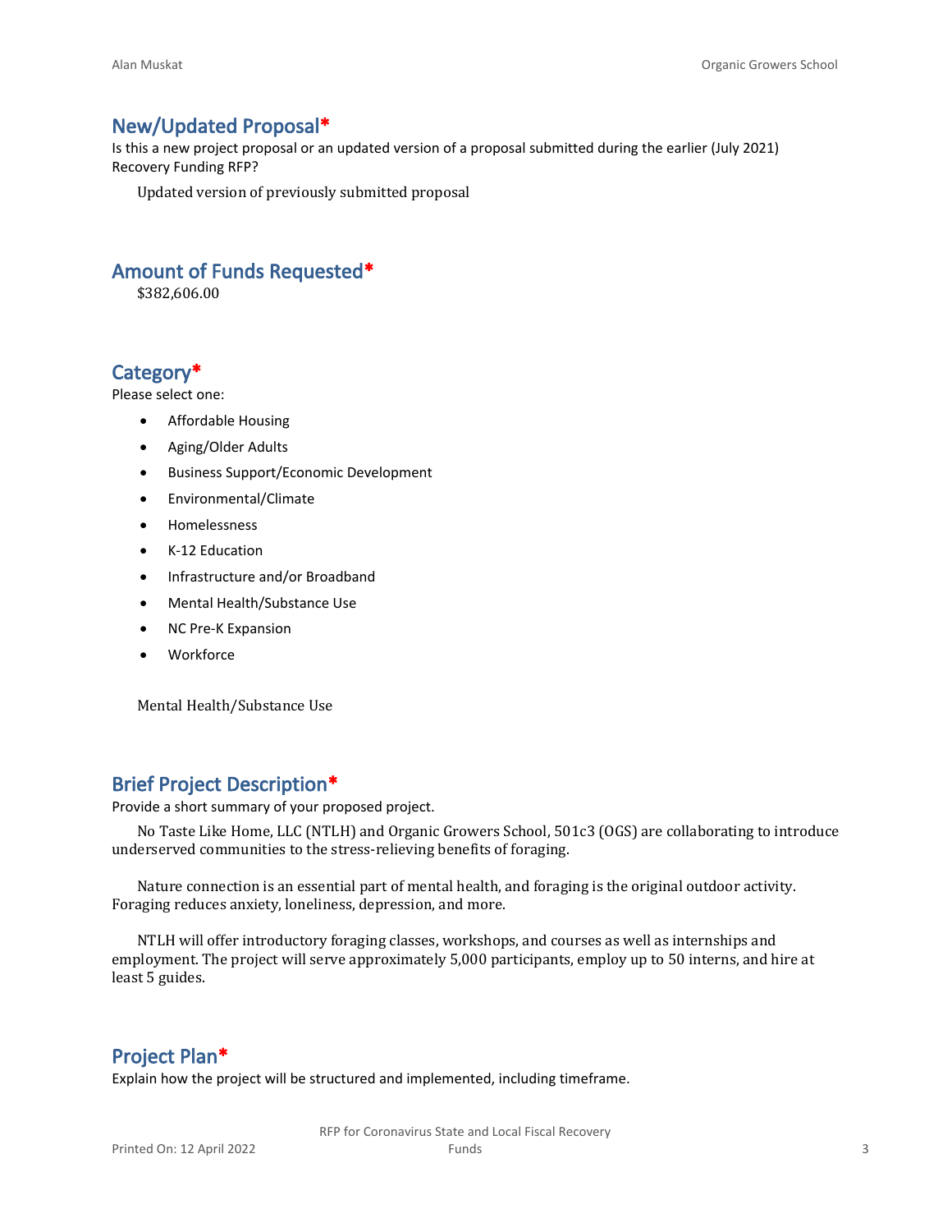## New/Updated Proposal*

Is this a new project proposal or an updated version of a proposal submitted during the earlier (July 2021) Recovery Funding RFP?

Updated version of previously submitted proposal

## Amount of Funds Requested*

$382,606.00

## Category*

Please select one:

- Affordable Housing
- Aging/Older Adults
- Business Support/Economic Development
- Environmental/Climate
- Homelessness
- K-12 Education
- Infrastructure and/or Broadband
- Mental Health/Substance Use
- NC Pre-K Expansion
- Workforce

Mental Health/Substance Use

## Brief Project Description*

Provide a short summary of your proposed project.

No Taste Like Home, LLC (NTLH) and Organic Growers School, 501c3 (OGS) are collaborating to introduce underserved communities to the stress-relieving benefits of foraging.

Nature connection is an essential part of mental health, and foraging is the original outdoor activity. Foraging reduces anxiety, loneliness, depression, and more.

NTLH will offer introductory foraging classes, workshops, and courses as well as internships and employment. The project will serve approximately 5,000 participants, employ up to 50 interns, and hire at least 5 guides.

## Project Plan*

Explain how the project will be structured and implemented, including timeframe.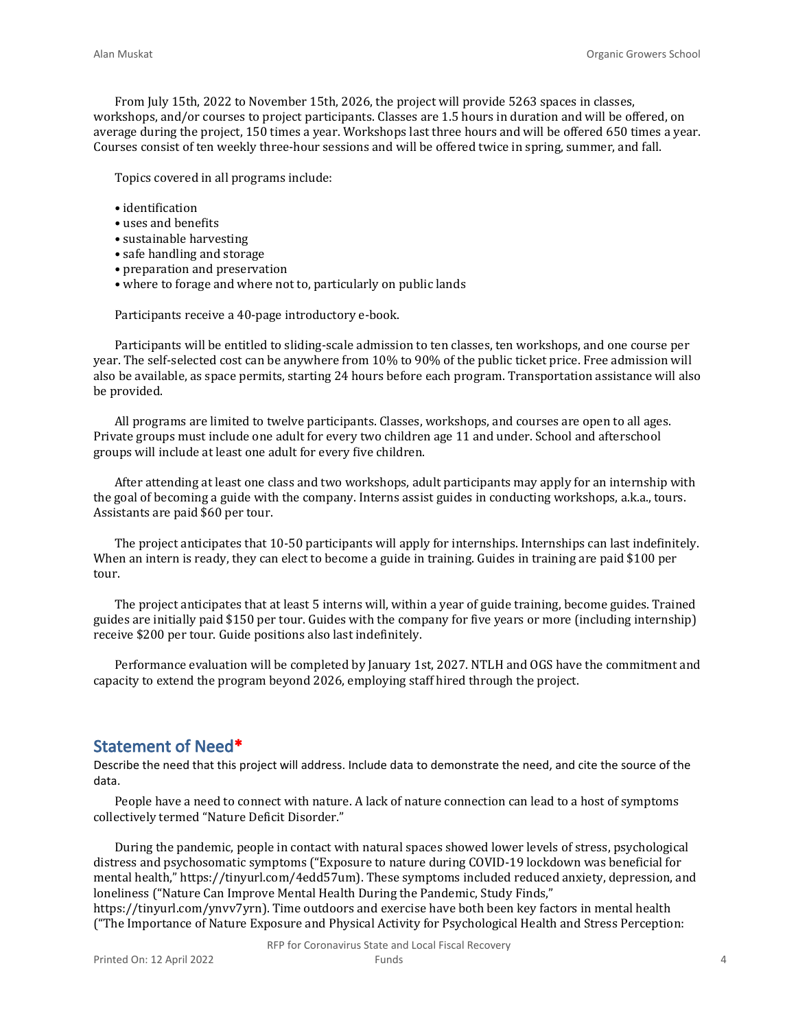From July 15th, 2022 to November 15th, 2026, the project will provide 5263 spaces in classes, workshops, and/or courses to project participants. Classes are 1.5 hours in duration and will be offered, on average during the project, 150 times a year. Workshops last three hours and will be offered 650 times a year. Courses consist of ten weekly three-hour sessions and will be offered twice in spring, summer, and fall.

Topics covered in all programs include:

- identification
- uses and benefits
- sustainable harvesting
- safe handling and storage
- preparation and preservation
- where to forage and where not to, particularly on public lands

Participants receive a 40-page introductory e-book.

Participants will be entitled to sliding-scale admission to ten classes, ten workshops, and one course per year. The self-selected cost can be anywhere from 10% to 90% of the public ticket price. Free admission will also be available, as space permits, starting 24 hours before each program. Transportation assistance will also be provided.

All programs are limited to twelve participants. Classes, workshops, and courses are open to all ages. Private groups must include one adult for every two children age 11 and under. School and afterschool groups will include at least one adult for every five children.

After attending at least one class and two workshops, adult participants may apply for an internship with the goal of becoming a guide with the company. Interns assist guides in conducting workshops, a.k.a., tours. Assistants are paid $60 per tour.

The project anticipates that 10-50 participants will apply for internships. Internships can last indefinitely. When an intern is ready, they can elect to become a guide in training. Guides in training are paid $100 per tour.

The project anticipates that at least 5 interns will, within a year of guide training, become guides. Trained guides are initially paid $150 per tour. Guides with the company for five years or more (including internship) receive $200 per tour. Guide positions also last indefinitely.

Performance evaluation will be completed by January 1st, 2027. NTLH and OGS have the commitment and capacity to extend the program beyond 2026, employing staff hired through the project.

## Statement of Need*

Describe the need that this project will address. Include data to demonstrate the need, and cite the source of the data.

People have a need to connect with nature. A lack of nature connection can lead to a host of symptoms collectively termed "Nature Deficit Disorder."

During the pandemic, people in contact with natural spaces showed lower levels of stress, psychological distress and psychosomatic symptoms ("Exposure to nature during COVID-19 lockdown was beneficial for mental health," https://tinyurl.com/4edd57um). These symptoms included reduced anxiety, depression, and loneliness ("Nature Can Improve Mental Health During the Pandemic, Study Finds," https://tinyurl.com/ynvv7yrn). Time outdoors and exercise have both been key factors in mental health ("The Importance of Nature Exposure and Physical Activity for Psychological Health and Stress Perception: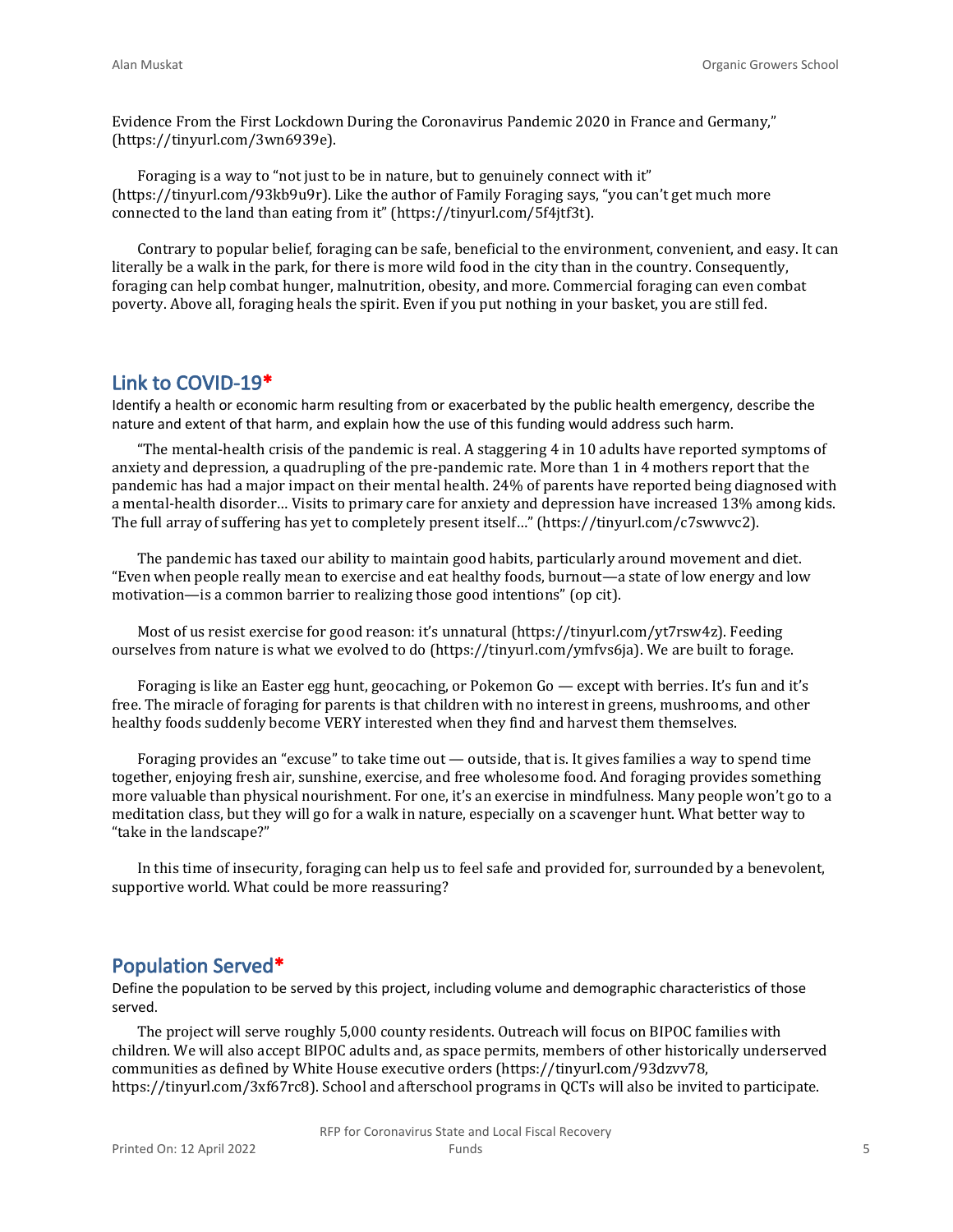Evidence From the First Lockdown During the Coronavirus Pandemic 2020 in France and Germany," (https://tinyurl.com/3wn6939e).

Foraging is a way to "not just to be in nature, but to genuinely connect with it" (https://tinyurl.com/93kb9u9r). Like the author of Family Foraging says, "you can't get much more connected to the land than eating from it" (https://tinyurl.com/5f4jtf3t).

Contrary to popular belief, foraging can be safe, beneficial to the environment, convenient, and easy. It can literally be a walk in the park, for there is more wild food in the city than in the country. Consequently, foraging can help combat hunger, malnutrition, obesity, and more. Commercial foraging can even combat poverty. Above all, foraging heals the spirit. Even if you put nothing in your basket, you are still fed.

## Link to COVID-19*

Identify a health or economic harm resulting from or exacerbated by the public health emergency, describe the nature and extent of that harm, and explain how the use of this funding would address such harm.

"The mental-health crisis of the pandemic is real. A staggering 4 in 10 adults have reported symptoms of anxiety and depression, a quadrupling of the pre-pandemic rate. More than 1 in 4 mothers report that the pandemic has had a major impact on their mental health. 24% of parents have reported being diagnosed with a mental-health disorder… Visits to primary care for anxiety and depression have increased 13% among kids. The full array of suffering has yet to completely present itself…" (https://tinyurl.com/c7swwvc2).

The pandemic has taxed our ability to maintain good habits, particularly around movement and diet. "Even when people really mean to exercise and eat healthy foods, burnout—a state of low energy and low motivation—is a common barrier to realizing those good intentions" (op cit).

Most of us resist exercise for good reason: it's unnatural (https://tinyurl.com/yt7rsw4z). Feeding ourselves from nature is what we evolved to do (https://tinyurl.com/ymfvs6ja). We are built to forage.

Foraging is like an Easter egg hunt, geocaching, or Pokemon Go — except with berries. It's fun and it's free. The miracle of foraging for parents is that children with no interest in greens, mushrooms, and other healthy foods suddenly become VERY interested when they find and harvest them themselves.

Foraging provides an "excuse" to take time out — outside, that is. It gives families a way to spend time together, enjoying fresh air, sunshine, exercise, and free wholesome food. And foraging provides something more valuable than physical nourishment. For one, it's an exercise in mindfulness. Many people won't go to a meditation class, but they will go for a walk in nature, especially on a scavenger hunt. What better way to "take in the landscape?"

In this time of insecurity, foraging can help us to feel safe and provided for, surrounded by a benevolent, supportive world. What could be more reassuring?

## Population Served*

Define the population to be served by this project, including volume and demographic characteristics of those served.

The project will serve roughly 5,000 county residents. Outreach will focus on BIPOC families with children. We will also accept BIPOC adults and, as space permits, members of other historically underserved communities as defined by White House executive orders (https://tinyurl.com/93dzvv78, https://tinyurl.com/3xf67rc8). School and afterschool programs in QCTs will also be invited to participate.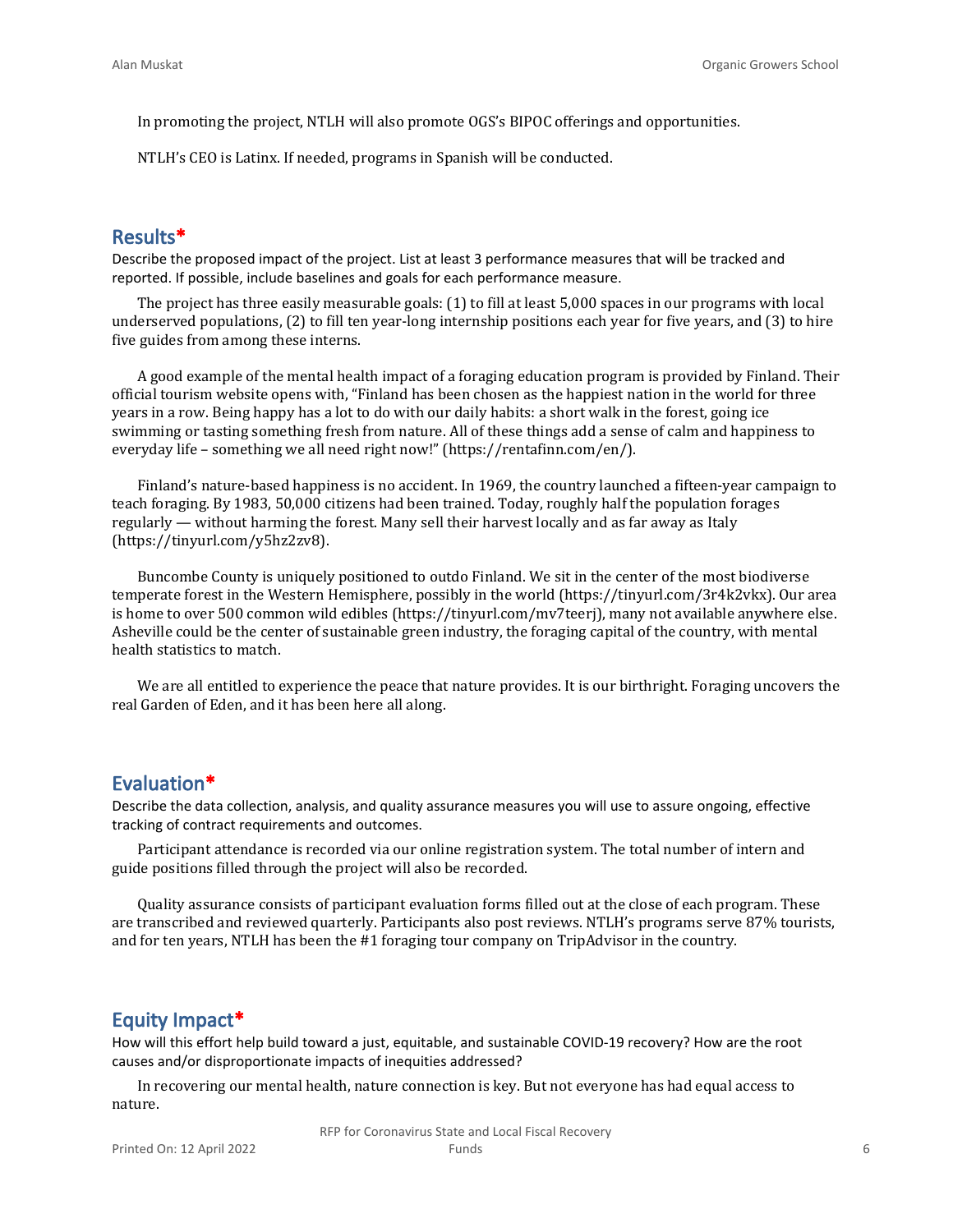In promoting the project, NTLH will also promote OGS's BIPOC offerings and opportunities.

NTLH's CEO is Latinx. If needed, programs in Spanish will be conducted.

## Results*

Describe the proposed impact of the project. List at least 3 performance measures that will be tracked and reported. If possible, include baselines and goals for each performance measure.

The project has three easily measurable goals: (1) to fill at least 5,000 spaces in our programs with local underserved populations, (2) to fill ten year-long internship positions each year for five years, and (3) to hire five guides from among these interns.

A good example of the mental health impact of a foraging education program is provided by Finland. Their official tourism website opens with, "Finland has been chosen as the happiest nation in the world for three years in a row. Being happy has a lot to do with our daily habits: a short walk in the forest, going ice swimming or tasting something fresh from nature. All of these things add a sense of calm and happiness to everyday life – something we all need right now!" (https://rentafinn.com/en/).

Finland's nature-based happiness is no accident. In 1969, the country launched a fifteen-year campaign to teach foraging. By 1983, 50,000 citizens had been trained. Today, roughly half the population forages regularly — without harming the forest. Many sell their harvest locally and as far away as Italy (https://tinyurl.com/y5hz2zv8).

Buncombe County is uniquely positioned to outdo Finland. We sit in the center of the most biodiverse temperate forest in the Western Hemisphere, possibly in the world (https://tinyurl.com/3r4k2vkx). Our area is home to over 500 common wild edibles (https://tinyurl.com/mv7teerj), many not available anywhere else. Asheville could be the center of sustainable green industry, the foraging capital of the country, with mental health statistics to match.

We are all entitled to experience the peace that nature provides. It is our birthright. Foraging uncovers the real Garden of Eden, and it has been here all along.

## Evaluation*

Describe the data collection, analysis, and quality assurance measures you will use to assure ongoing, effective tracking of contract requirements and outcomes.

Participant attendance is recorded via our online registration system. The total number of intern and guide positions filled through the project will also be recorded.

Quality assurance consists of participant evaluation forms filled out at the close of each program. These are transcribed and reviewed quarterly. Participants also post reviews. NTLH's programs serve 87% tourists, and for ten years, NTLH has been the #1 foraging tour company on TripAdvisor in the country.

## Equity Impact*

How will this effort help build toward a just, equitable, and sustainable COVID-19 recovery? How are the root causes and/or disproportionate impacts of inequities addressed?

In recovering our mental health, nature connection is key. But not everyone has had equal access to nature.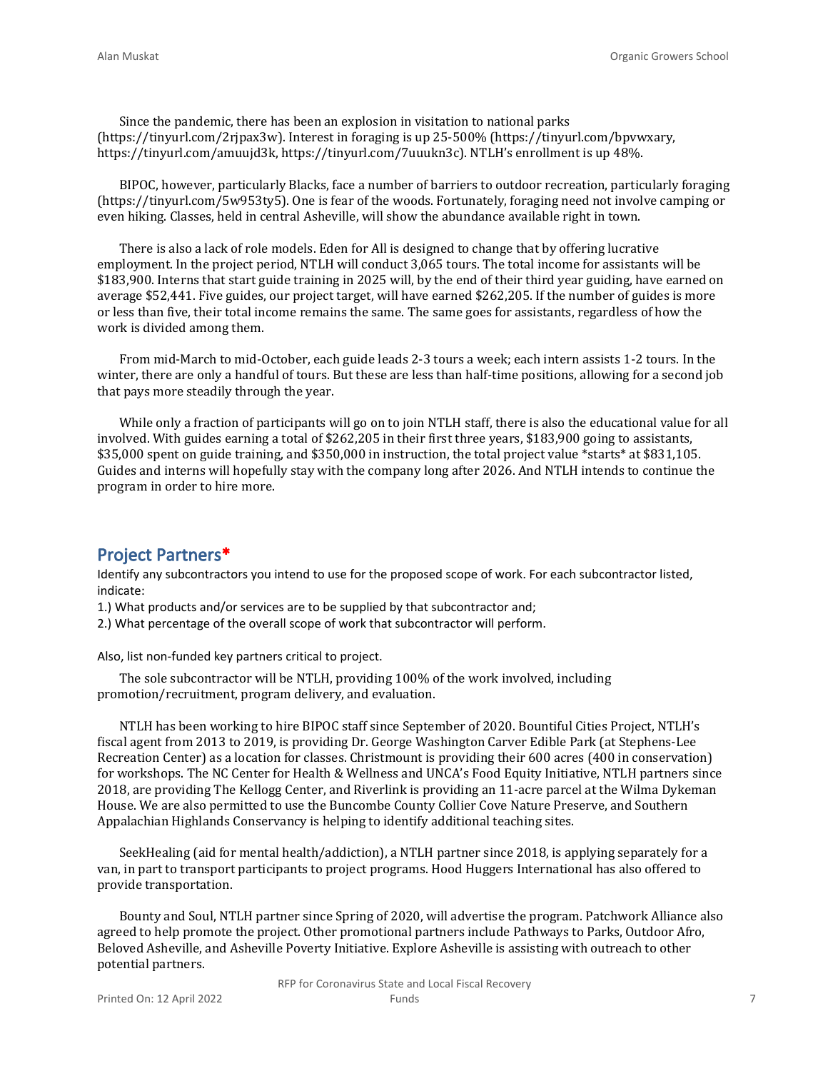Since the pandemic, there has been an explosion in visitation to national parks (https://tinyurl.com/2rjpax3w). Interest in foraging is up 25-500% (https://tinyurl.com/bpvwxary, https://tinyurl.com/amuujd3k, https://tinyurl.com/7uuukn3c). NTLH's enrollment is up 48%.

BIPOC, however, particularly Blacks, face a number of barriers to outdoor recreation, particularly foraging (https://tinyurl.com/5w953ty5). One is fear of the woods. Fortunately, foraging need not involve camping or even hiking. Classes, held in central Asheville, will show the abundance available right in town.

There is also a lack of role models. Eden for All is designed to change that by offering lucrative employment. In the project period, NTLH will conduct 3,065 tours. The total income for assistants will be $183,900. Interns that start guide training in 2025 will, by the end of their third year guiding, have earned on average $52,441. Five guides, our project target, will have earned $262,205. If the number of guides is more or less than five, their total income remains the same. The same goes for assistants, regardless of how the work is divided among them.

From mid-March to mid-October, each guide leads 2-3 tours a week; each intern assists 1-2 tours. In the winter, there are only a handful of tours. But these are less than half-time positions, allowing for a second job that pays more steadily through the year.

While only a fraction of participants will go on to join NTLH staff, there is also the educational value for all involved. With guides earning a total of $262,205 in their first three years, $183,900 going to assistants, $35,000 spent on guide training, and $350,000 in instruction, the total project value *starts* at $831,105. Guides and interns will hopefully stay with the company long after 2026. And NTLH intends to continue the program in order to hire more.

## Project Partners*

Identify any subcontractors you intend to use for the proposed scope of work. For each subcontractor listed, indicate:

1.) What products and/or services are to be supplied by that subcontractor and;

2.) What percentage of the overall scope of work that subcontractor will perform.

Also, list non-funded key partners critical to project.

The sole subcontractor will be NTLH, providing 100% of the work involved, including promotion/recruitment, program delivery, and evaluation.

NTLH has been working to hire BIPOC staff since September of 2020. Bountiful Cities Project, NTLH's fiscal agent from 2013 to 2019, is providing Dr. George Washington Carver Edible Park (at Stephens-Lee Recreation Center) as a location for classes. Christmount is providing their 600 acres (400 in conservation) for workshops. The NC Center for Health & Wellness and UNCA's Food Equity Initiative, NTLH partners since 2018, are providing The Kellogg Center, and Riverlink is providing an 11-acre parcel at the Wilma Dykeman House. We are also permitted to use the Buncombe County Collier Cove Nature Preserve, and Southern Appalachian Highlands Conservancy is helping to identify additional teaching sites.

SeekHealing (aid for mental health/addiction), a NTLH partner since 2018, is applying separately for a van, in part to transport participants to project programs. Hood Huggers International has also offered to provide transportation.

Bounty and Soul, NTLH partner since Spring of 2020, will advertise the program. Patchwork Alliance also agreed to help promote the project. Other promotional partners include Pathways to Parks, Outdoor Afro, Beloved Asheville, and Asheville Poverty Initiative. Explore Asheville is assisting with outreach to other potential partners.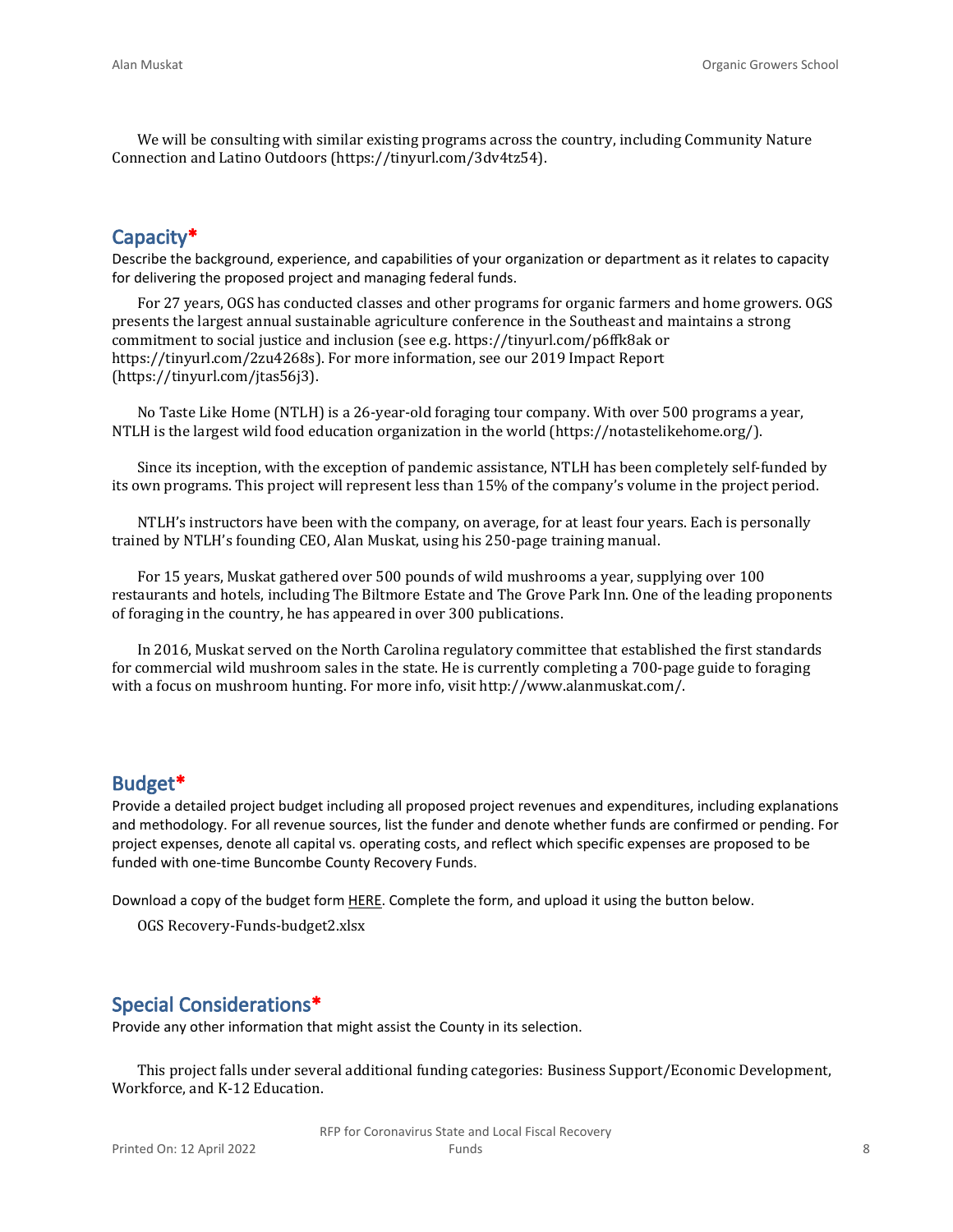We will be consulting with similar existing programs across the country, including Community Nature Connection and Latino Outdoors (https://tinyurl.com/3dv4tz54).

## Capacity*

Describe the background, experience, and capabilities of your organization or department as it relates to capacity for delivering the proposed project and managing federal funds.

For 27 years, OGS has conducted classes and other programs for organic farmers and home growers. OGS presents the largest annual sustainable agriculture conference in the Southeast and maintains a strong commitment to social justice and inclusion (see e.g. https://tinyurl.com/p6ffk8ak or https://tinyurl.com/2zu4268s). For more information, see our 2019 Impact Report (https://tinyurl.com/jtas56j3).

No Taste Like Home (NTLH) is a 26-year-old foraging tour company. With over 500 programs a year, NTLH is the largest wild food education organization in the world (https://notastelikehome.org/).

Since its inception, with the exception of pandemic assistance, NTLH has been completely self-funded by its own programs. This project will represent less than 15% of the company's volume in the project period.

NTLH's instructors have been with the company, on average, for at least four years. Each is personally trained by NTLH's founding CEO, Alan Muskat, using his 250-page training manual.

For 15 years, Muskat gathered over 500 pounds of wild mushrooms a year, supplying over 100 restaurants and hotels, including The Biltmore Estate and The Grove Park Inn. One of the leading proponents of foraging in the country, he has appeared in over 300 publications.

In 2016, Muskat served on the North Carolina regulatory committee that established the first standards for commercial wild mushroom sales in the state. He is currently completing a 700-page guide to foraging with a focus on mushroom hunting. For more info, visit http://www.alanmuskat.com/.

## Budget*

Provide a detailed project budget including all proposed project revenues and expenditures, including explanations and methodology. For all revenue sources, list the funder and denote whether funds are confirmed or pending. For project expenses, denote all capital vs. operating costs, and reflect which specific expenses are proposed to be funded with one-time Buncombe County Recovery Funds.

Download a copy of the budget form HERE. Complete the form, and upload it using the button below.

OGS Recovery-Funds-budget2.xlsx

## Special Considerations*

Provide any other information that might assist the County in its selection.

This project falls under several additional funding categories: Business Support/Economic Development, Workforce, and K-12 Education.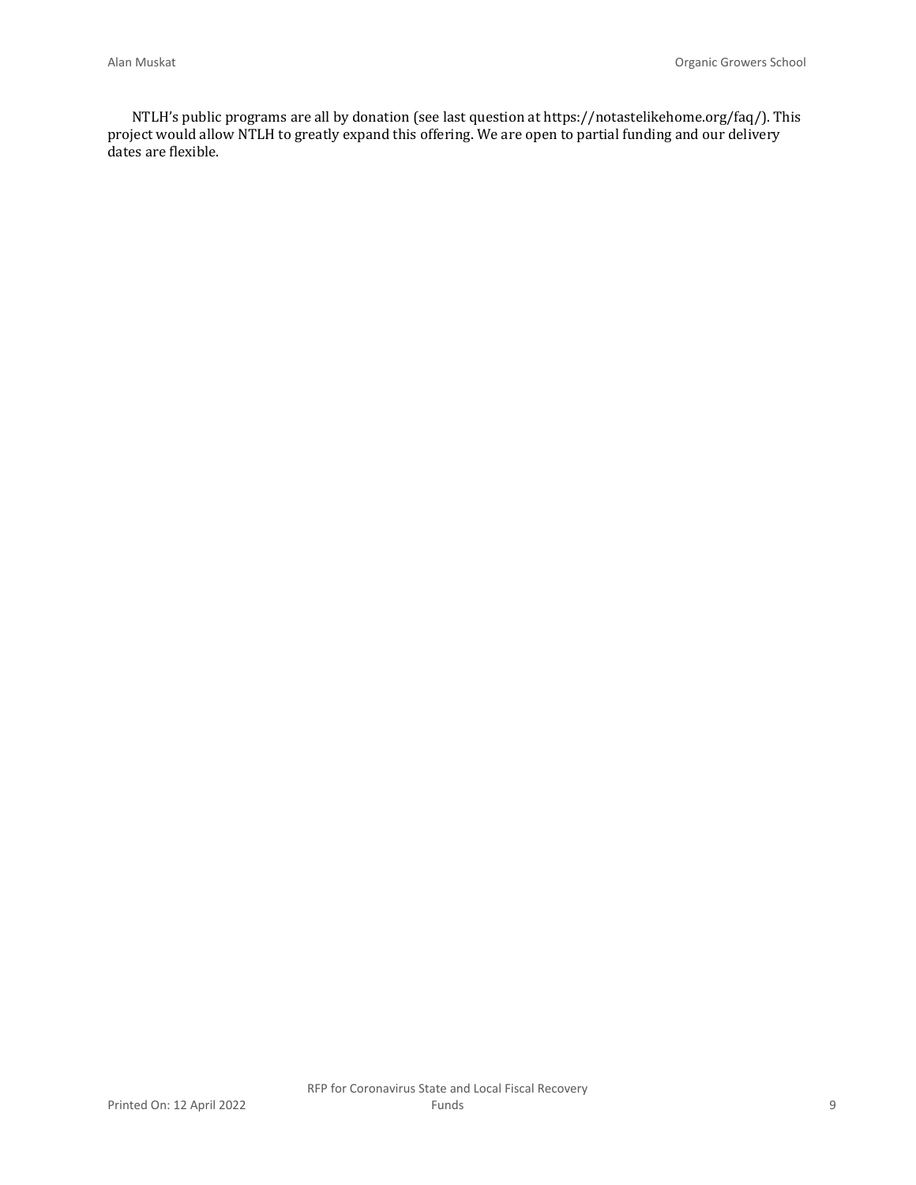NTLH's public programs are all by donation (see last question at https://notastelikehome.org/faq/). This project would allow NTLH to greatly expand this offering. We are open to partial funding and our delivery dates are flexible.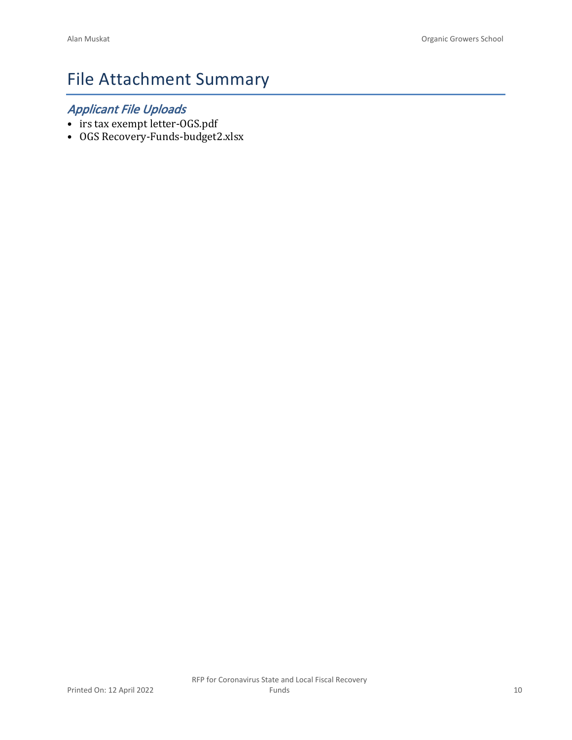# File Attachment Summary

## *Applicant File Uploads*

- irs tax exempt letter-OGS.pdf
- OGS Recovery-Funds-budget2.xlsx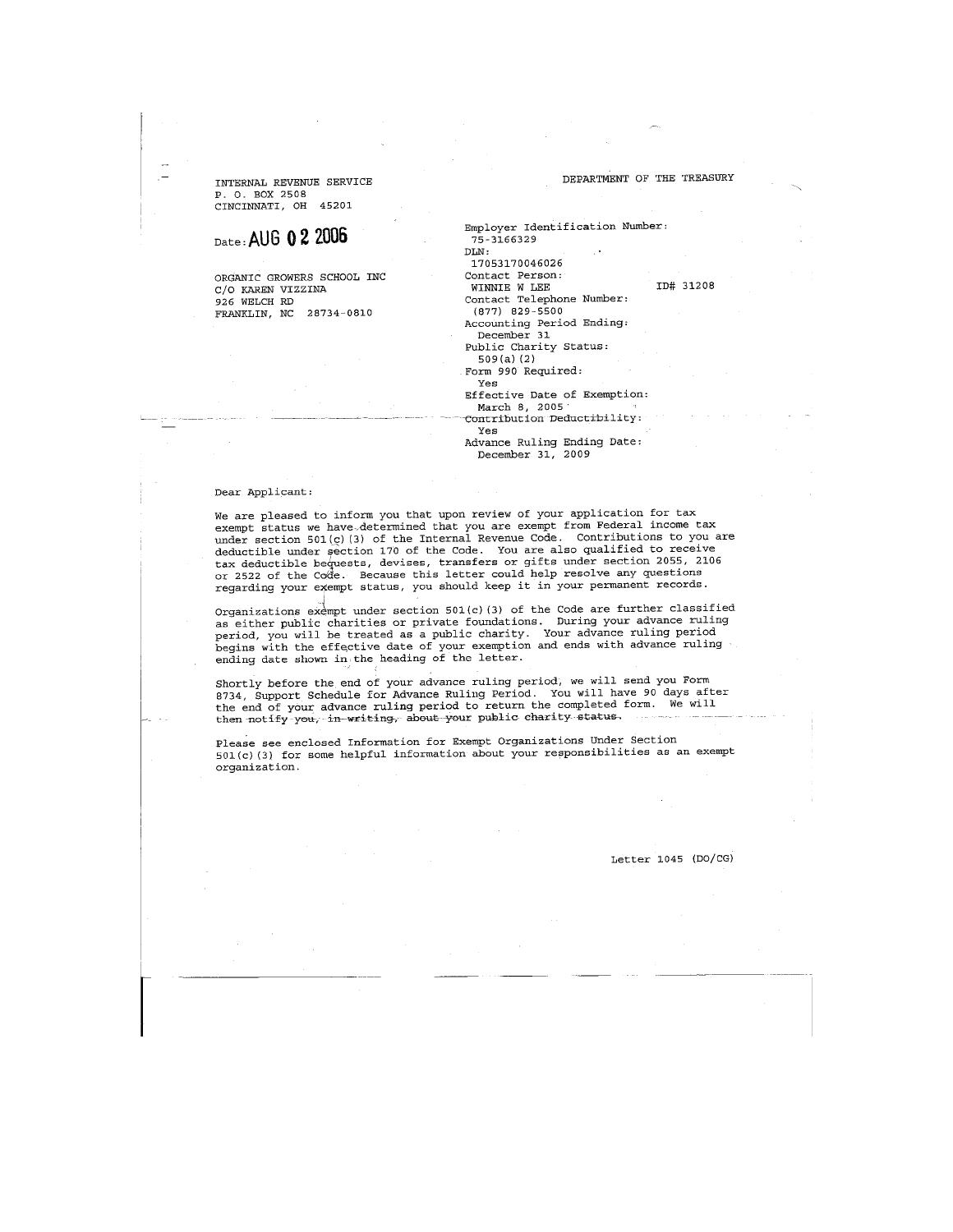INTERNAL REVENUE SERVICE
P. O. BOX 2508
CINCINNATI, OH 45201

DEPARTMENT OF THE TREASURY

Date: **AUG 0 2 2006**

ORGANIC GROWERS SCHOOL INC
C/O KAREN VIZZINA
926 WELCH RD
FRANKLIN, NC 28734-0810

Employer Identification Number:
75-3166329
DLN:
17053170046026
Contact Person:
WINNIE W LEE ID# 31208
Contact Telephone Number:
(877) 829-5500
Accounting Period Ending:
December 31
Public Charity Status:
509(a)(2)
Form 990 Required:
Yes
Effective Date of Exemption:
March 8, 2005
Contribution Deductibility:
Yes
Advance Ruling Ending Date:
December 31, 2009

Dear Applicant:

We are pleased to inform you that upon review of your application for tax exempt status we have determined that you are exempt from Federal income tax under section 501(c)(3) of the Internal Revenue Code. Contributions to you are deductible under section 170 of the Code. You are also qualified to receive tax deductible bequests, devises, transfers or gifts under section 2055, 2106 or 2522 of the Code. Because this letter could help resolve any questions regarding your exempt status, you should keep it in your permanent records.

Organizations exempt under section 501(c)(3) of the Code are further classified as either public charities or private foundations. During your advance ruling period, you will be treated as a public charity. Your advance ruling period begins with the effective date of your exemption and ends with advance ruling ending date shown in the heading of the letter.

Shortly before the end of your advance ruling period, we will send you Form 8734, Support Schedule for Advance Ruling Period. You will have 90 days after the end of your advance ruling period to return the completed form. We will then notify you, in writing, about your public charity status.

Please see enclosed Information for Exempt Organizations Under Section 501(c)(3) for some helpful information about your responsibilities as an exempt organization.

Letter 1045 (DO/CG)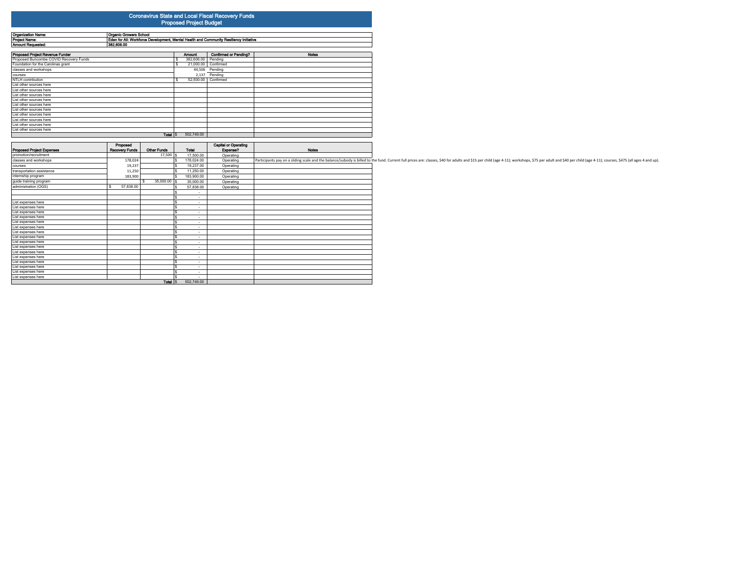# Coronavirus State and Local Fiscal Recovery Funds
## Proposed Project Budget

| | |
|---|---|
| **Organization Name:** | **Organic Growers School** |
| **Project Name:** | **Eden for All: Workforce Development, Mental Health and Community Resiliency Initiative** |
| **Amount Requested:** | **382,606.00** |

| Proposed Project Revenue Funder | Amount | Confirmed or Pending? | Notes |
|---|---|---|---|
| Proposed Buncombe COVID Recovery Funds | $ 382,606.00 | Pending | |
| Foundation for the Carolinas grant | $ 21,000.00 | Confirmed | |
| classes and workshops | 44,506 | Pending | |
| courses | 2,137 | Pending | |
| NTLH contribution | $ 52,500.00 | Confirmed | |
| List other sources here | | | |
| List other sources here | | | |
| List other sources here | | | |
| List other sources here | | | |
| List other sources here | | | |
| List other sources here | | | |
| List other sources here | | | |
| List other sources here | | | |
| List other sources here | | | |
| List other sources here | | | |
| **Total** | $ 502,749.00 | | |

| Proposed Project Expenses | Proposed Recovery Funds | Other Funds | Total | Capital or Operating Expense? | Notes |
|---|---|---|---|---|---|
| promotion/recruitment | | 17,500 | $ 17,500.00 | Operating | |
| classes and workshops | 178,024 | | $ 178,024.00 | Operating | Participants pay on a sliding scale and the balance/subsidy is billed to the fund. Current full prices are: classes, $40 for adults and $15 per child (age 4-11); workshops, $75 per adult and $40 per child (age 4-11); courses, $475 (all ages 4 and up). |
| courses | 19,237 | | $ 19,237.00 | Operating | |
| transportation assistance | 11,250 | | $ 11,250.00 | Operating | |
| internship program | 183,900 | | $ 183,900.00 | Operating | |
| guide training program | | $ 35,000.00 | $ 35,000.00 | Operating | |
| administration (OGS) | $ 57,838.00 | | $ 57,838.00 | Operating | |
| | | | $ - | | |
| | | | $ - | | |
| List expenses here | | | $ - | | |
| List expenses here | | | $ - | | |
| List expenses here | | | $ - | | |
| List expenses here | | | $ - | | |
| List expenses here | | | $ - | | |
| List expenses here | | | $ - | | |
| List expenses here | | | $ - | | |
| List expenses here | | | $ - | | |
| List expenses here | | | $ - | | |
| List expenses here | | | $ - | | |
| List expenses here | | | $ - | | |
| List expenses here | | | $ - | | |
| List expenses here | | | $ - | | |
| List expenses here | | | $ - | | |
| List expenses here | | | $ - | | |
| List expenses here | | | $ - | | |
| List expenses here | | | $ - | | |
| **Total** | | | $ 502,749.00 | | |